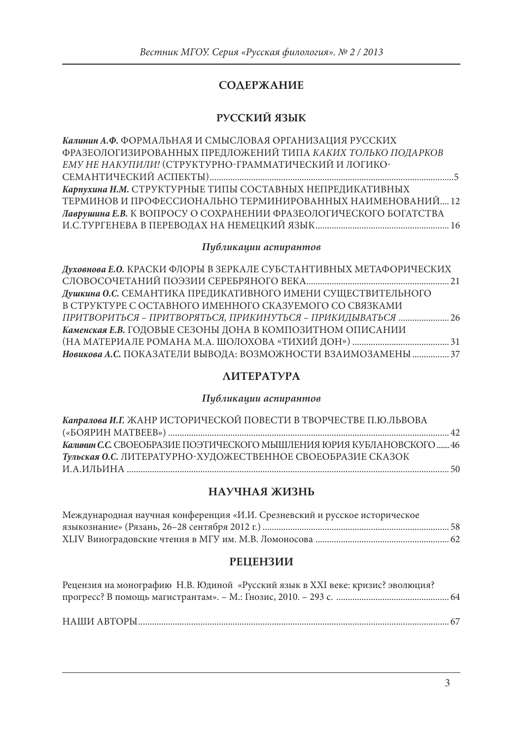# СОДЕРЖАНИЕ

## РУССКИЙ ЯЗЫК

***Калинин А.Ф.*** ФОРМАЛЬНАЯ И СМЫСЛОВАЯ ОРГАНИЗАЦИЯ РУССКИХ ФРАЗЕОЛОГИЗИРОВАННЫХ ПРЕДЛОЖЕНИЙ ТИПА *КАКИХ ТОЛЬКО ПОДАРКОВ ЕМУ НЕ НАКУПИЛИ!* (СТРУКТУРНО-ГРАММАТИЧЕСКИЙ И ЛОГИКО-СЕМАНТИЧЕСКИЙ АСПЕКТЫ)........5

***Карпухина Н.М.*** СТРУКТУРНЫЕ ТИПЫ СОСТАВНЫХ НЕПРЕДИКАТИВНЫХ ТЕРМИНОВ И ПРОФЕССИОНАЛЬНО ТЕРМИНИРОВАННЫХ НАИМЕНОВАНИЙ.... 12

***Лаврушина Е.В.*** К ВОПРОСУ О СОХРАНЕНИИ ФРАЗЕОЛОГИЧЕСКОГО БОГАТСТВА И.С.ТУРГЕНЕВА В ПЕРЕВОДАХ НА НЕМЕЦКИЙ ЯЗЫК........ 16

### *Публикации аспирантов*

***Духовнова Е.О.*** КРАСКИ ФЛОРЫ В ЗЕРКАЛЕ СУБСТАНТИВНЫХ МЕТАФОРИЧЕСКИХ СЛОВОСОЧЕТАНИЙ ПОЭЗИИ СЕРЕБРЯНОГО ВЕКА........ 21

***Душкина О.С.*** СЕМАНТИКА ПРЕДИКАТИВНОГО ИМЕНИ СУЩЕСТВИТЕЛЬНОГО В СТРУКТУРЕ С ОСТАВНОГО ИМЕННОГО СКАЗУЕМОГО СО СВЯЗКАМИ *ПРИТВОРИТЬСЯ – ПРИТВОРЯТЬСЯ, ПРИКИНУТЬСЯ – ПРИКИДЫВАТЬСЯ* ........ 26

***Каменская Е.В.*** ГОДОВЫЕ СЕЗОНЫ ДОНА В КОМПОЗИТНОМ ОПИСАНИИ (НА МАТЕРИАЛЕ РОМАНА М.А. ШОЛОХОВА «ТИХИЙ ДОН») ........ 31

***Новикова А.С.*** ПОКАЗАТЕЛИ ВЫВОДА: ВОЗМОЖНОСТИ ВЗАИМОЗАМЕНЫ ........ 37

## ЛИТЕРАТУРА

### *Публикации аспирантов*

***Капралова И.Г.*** ЖАНР ИСТОРИЧЕСКОЙ ПОВЕСТИ В ТВОРЧЕСТВЕ П.Ю.ЛЬВОВА («БОЯРИН МАТВЕЕВ») ........ 42

***Калинин С.С.*** СВОЕОБРАЗИЕ ПОЭТИЧЕСКОГО МЫШЛЕНИЯ ЮРИЯ КУБЛАНОВСКОГО........ 46

***Тульская О.С.*** ЛИТЕРАТУРНО-ХУДОЖЕСТВЕННОЕ СВОЕОБРАЗИЕ СКАЗОК И.А.ИЛЬИНА ........ 50

## НАУЧНАЯ ЖИЗНЬ

Международная научная конференция «И.И. Срезневский и русское историческое языкознание» (Рязань, 26–28 сентября 2012 г.) ........ 58

XLIV Виноградовские чтения в МГУ им. М.В. Ломоносова ........ 62

## РЕЦЕНЗИИ

Рецензия на монографию Н.В. Юдиной «Русский язык в XXI веке: кризис? эволюция? прогресс? В помощь магистрантам». – М.: Гнозис, 2010. – 293 с. ........ 64

НАШИ АВТОРЫ........ 67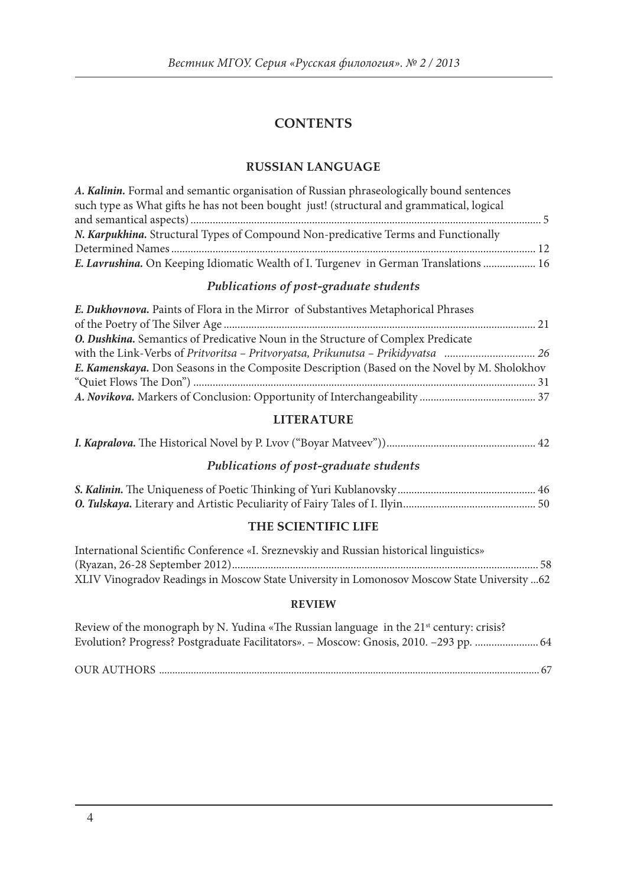# CONTENTS

## RUSSIAN LANGUAGE

***A. Kalinin.*** Formal and semantic organisation of Russian phraseologically bound sentences such type as What gifts he has not been bought just! (structural and grammatical, logical and semantical aspects) ............ 5

***N. Karpukhina.*** Structural Types of Compound Non-predicative Terms and Functionally Determined Names ............ 12

***E. Lavrushina.*** On Keeping Idiomatic Wealth of I. Turgenev in German Translations ............ 16

### *Publications of post-graduate students*

***E. Dukhovnova.*** Paints of Flora in the Mirror of Substantives Metaphorical Phrases of the Poetry of The Silver Age ............ 21

***O. Dushkina.*** Semantics of Predicative Noun in the Structure of Complex Predicate with the Link-Verbs of *Pritvoritsa – Pritvoryatsa, Prikunutsa – Prikidyvatsa* ............ *26*

***E. Kamenskaya.*** Don Seasons in the Composite Description (Based on the Novel by M. Sholokhov "Quiet Flows The Don") ............ 31

***A. Novikova.*** Markers of Conclusion: Opportunity of Interchangeability ............ 37

## LITERATURE

***I. Kapralova.*** The Historical Novel by P. Lvov ("Boyar Matveev")) ............ 42

### *Publications of post-graduate students*

***S. Kalinin.*** The Uniqueness of Poetic Thinking of Yuri Kublanovsky ............ 46

***O. Tulskaya.*** Literary and Artistic Peculiarity of Fairy Tales of I. Ilyin ............ 50

## THE SCIENTIFIC LIFE

International Scientific Conference «I. Sreznevskiy and Russian historical linguistics» (Ryazan, 26-28 September 2012) ............ 58

XLIV Vinogradov Readings in Moscow State University in Lomonosov Moscow State University ...62

## REVIEW

Review of the monograph by N. Yudina «The Russian language in the 21st century: crisis? Evolution? Progress? Postgraduate Facilitators». – Moscow: Gnosis, 2010. –293 pp. ............ 64

OUR AUTHORS ............ 67